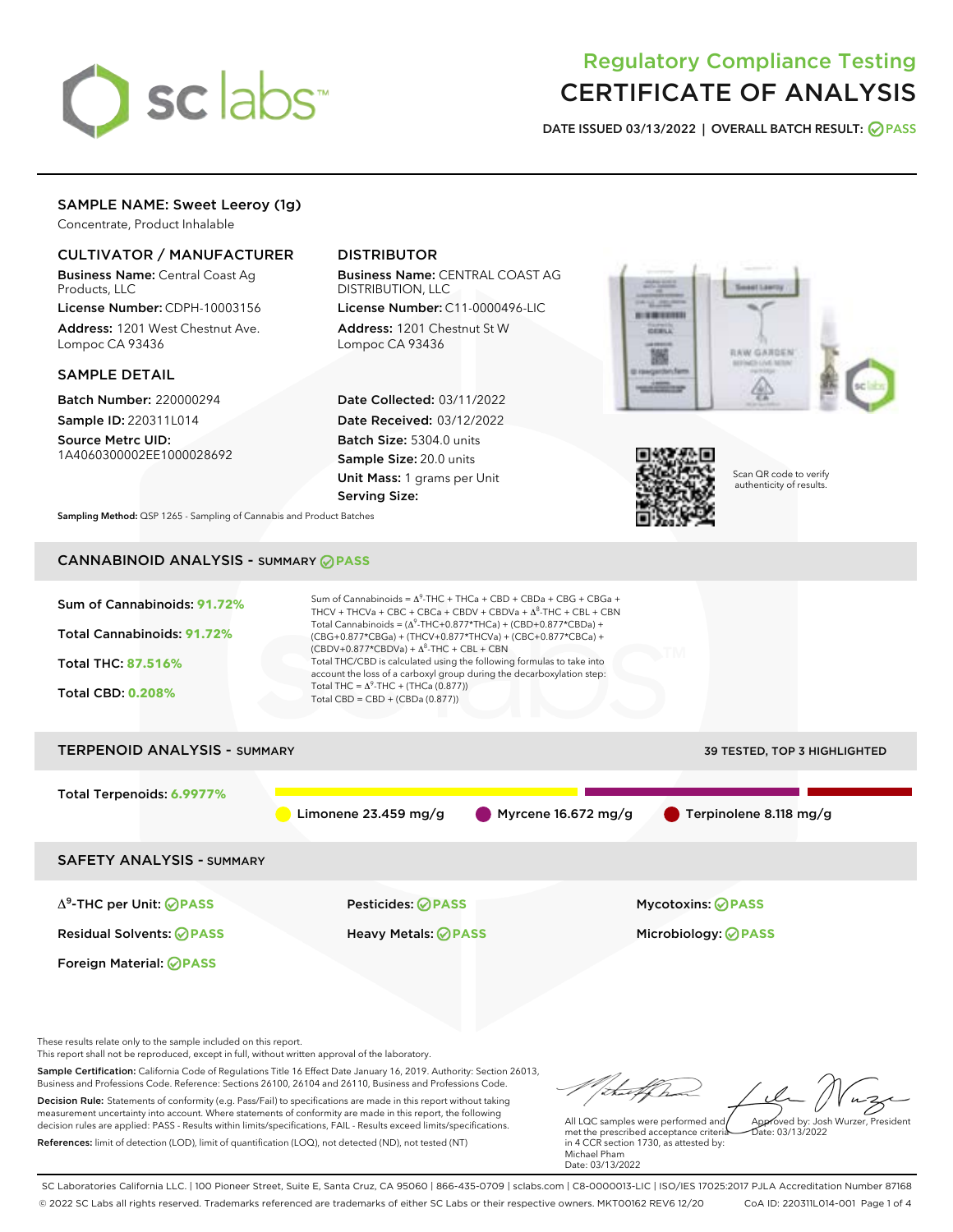# Regulatory Compliance Testing
# CERTIFICATE OF ANALYSIS

**DATE ISSUED 03/13/2022 | OVERALL BATCH RESULT: PASS**

## SAMPLE NAME: Sweet Leeroy (1g)

Concentrate, Product Inhalable

### CULTIVATOR / MANUFACTURER

**Business Name:** Central Coast Ag Products, LLC

**License Number:** CDPH-10003156

**Address:** 1201 West Chestnut Ave. Lompoc CA 93436

### DISTRIBUTOR

**Business Name:** CENTRAL COAST AG DISTRIBUTION, LLC

**License Number:** C11-0000496-LIC

**Address:** 1201 Chestnut St W Lompoc CA 93436

### SAMPLE DETAIL

**Batch Number:** 220000294

**Sample ID:** 220311L014

**Source Metrc UID:** 1A4060300002EE1000028692

**Date Collected:** 03/11/2022

**Date Received:** 03/12/2022

**Batch Size:** 5304.0 units

**Sample Size:** 20.0 units

**Unit Mass:** 1 grams per Unit

**Serving Size:**

Scan QR code to verify authenticity of results.

**Sampling Method:** QSP 1265 - Sampling of Cannabis and Product Batches

## CANNABINOID ANALYSIS - SUMMARY PASS

**Sum of Cannabinoids:** 91.72%

**Total Cannabinoids:** 91.72%

**Total THC:** 87.516%

**Total CBD:** 0.208%

Sum of Cannabinoids = $\Delta^9$-THC + THCa + CBD + CBDa + CBG + CBGa + THCV + THCVa + CBC + CBCa + CBDV + CBDVa + $\Delta^8$-THC + CBL + CBN

Total Cannabinoids = ($\Delta^9$-THC+0.877*THCa) + (CBD+0.877*CBDa) + (CBG+0.877*CBGa) + (THCV+0.877*THCVa) + (CBC+0.877*CBCa) + (CBDV+0.877*CBDVa) + $\Delta^8$-THC + CBL + CBN

Total THC/CBD is calculated using the following formulas to take into account the loss of a carboxyl group during the decarboxylation step:

Total THC = $\Delta^9$-THC + (THCa (0.877))

Total CBD = CBD + (CBDa (0.877))

## TERPENOID ANALYSIS - SUMMARY

39 TESTED, TOP 3 HIGHLIGHTED

**Total Terpenoids:** 6.9977%

Limonene 23.459 mg/g | Myrcene 16.672 mg/g | Terpinolene 8.118 mg/g

## SAFETY ANALYSIS - SUMMARY

| | | |
|---|---|---|
| $\Delta^9$-THC per Unit: PASS | Pesticides: PASS | Mycotoxins: PASS |
| Residual Solvents: PASS | Heavy Metals: PASS | Microbiology: PASS |
| Foreign Material: PASS | | |

These results relate only to the sample included on this report.
This report shall not be reproduced, except in full, without written approval of the laboratory.

**Sample Certification:** California Code of Regulations Title 16 Effect Date January 16, 2019. Authority: Section 26013, Business and Professions Code. Reference: Sections 26100, 26104 and 26110, Business and Professions Code.

**Decision Rule:** Statements of conformity (e.g. Pass/Fail) to specifications are made in this report without taking measurement uncertainty into account. Where statements of conformity are made in this report, the following decision rules are applied: PASS - Results within limits/specifications, FAIL - Results exceed limits/specifications.

**References:** limit of detection (LOD), limit of quantification (LOQ), not detected (ND), not tested (NT)

All LQC samples were performed and met the prescribed acceptance criteria in 4 CCR section 1730, as attested by: Michael Pham
Date: 03/13/2022

Approved by: Josh Wurzer, President
Date: 03/13/2022

SC Laboratories California LLC. | 100 Pioneer Street, Suite E, Santa Cruz, CA 95060 | 866-435-0709 | sclabs.com | C8-0000013-LIC | ISO/IES 17025:2017 PJLA Accreditation Number 87168
© 2022 SC Labs all rights reserved. Trademarks referenced are trademarks of either SC Labs or their respective owners. MKT00162 REV6 12/20 CoA ID: 220311L014-001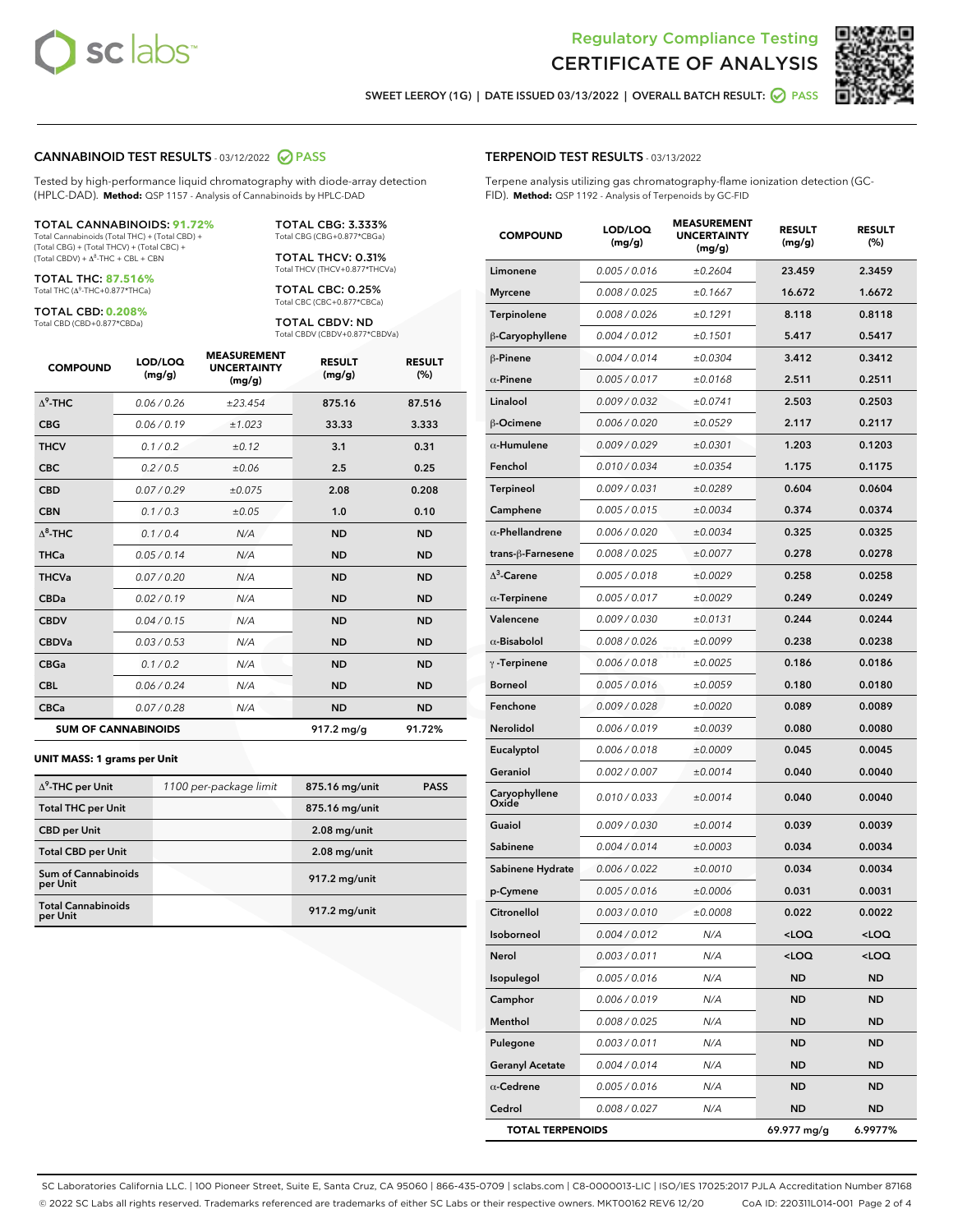# Regulatory Compliance Testing
## CERTIFICATE OF ANALYSIS

SWEET LEEROY (1G) | DATE ISSUED 03/13/2022 | OVERALL BATCH RESULT: PASS

## CANNABINOID TEST RESULTS - 03/12/2022 PASS

Tested by high-performance liquid chromatography with diode-array detection (HPLC-DAD). **Method:** QSP 1157 - Analysis of Cannabinoids by HPLC-DAD

**TOTAL CANNABINOIDS: 91.72%**
Total Cannabinoids (Total THC) + (Total CBD) + (Total CBG) + (Total THCV) + (Total CBC) + (Total CBDV) + $\Delta^8$-THC + CBL + CBN

**TOTAL THC: 87.516%**
Total THC ($\Delta^9$-THC+0.877*THCa)

**TOTAL CBD: 0.208%**
Total CBD (CBD+0.877*CBDa)

**TOTAL CBG: 3.333%**
Total CBG (CBG+0.877*CBGa)

**TOTAL THCV: 0.31%**
Total THCV (THCV+0.877*THCVa)

**TOTAL CBC: 0.25%**
Total CBC (CBC+0.877*CBCa)

**TOTAL CBDV: ND**
Total CBDV (CBDV+0.877*CBDVa)

| COMPOUND | LOD/LOQ (mg/g) | MEASUREMENT UNCERTAINTY (mg/g) | RESULT (mg/g) | RESULT (%) |
|---|---|---|---|---|
| $\Delta^9$-THC | 0.06 / 0.26 | ±23.454 | 875.16 | 87.516 |
| CBG | 0.06 / 0.19 | ±1.023 | 33.33 | 3.333 |
| THCV | 0.1 / 0.2 | ±0.12 | 3.1 | 0.31 |
| CBC | 0.2 / 0.5 | ±0.06 | 2.5 | 0.25 |
| CBD | 0.07 / 0.29 | ±0.075 | 2.08 | 0.208 |
| CBN | 0.1 / 0.3 | ±0.05 | 1.0 | 0.10 |
| $\Delta^8$-THC | 0.1 / 0.4 | N/A | ND | ND |
| THCa | 0.05 / 0.14 | N/A | ND | ND |
| THCVa | 0.07 / 0.20 | N/A | ND | ND |
| CBDa | 0.02 / 0.19 | N/A | ND | ND |
| CBDV | 0.04 / 0.15 | N/A | ND | ND |
| CBDVa | 0.03 / 0.53 | N/A | ND | ND |
| CBGa | 0.1 / 0.2 | N/A | ND | ND |
| CBL | 0.06 / 0.24 | N/A | ND | ND |
| CBCa | 0.07 / 0.28 | N/A | ND | ND |
| **SUM OF CANNABINOIDS** | | | 917.2 mg/g | 91.72% |

**UNIT MASS: 1 grams per Unit**

| | | | |
|---|---|---|---|
| $\Delta^9$-THC per Unit | 1100 per-package limit | 875.16 mg/unit | PASS |
| Total THC per Unit | | 875.16 mg/unit | |
| CBD per Unit | | 2.08 mg/unit | |
| Total CBD per Unit | | 2.08 mg/unit | |
| Sum of Cannabinoids per Unit | | 917.2 mg/unit | |
| Total Cannabinoids per Unit | | 917.2 mg/unit | |

## TERPENOID TEST RESULTS - 03/13/2022

Terpene analysis utilizing gas chromatography-flame ionization detection (GC-FID). **Method:** QSP 1192 - Analysis of Terpenoids by GC-FID

| COMPOUND | LOD/LOQ (mg/g) | MEASUREMENT UNCERTAINTY (mg/g) | RESULT (mg/g) | RESULT (%) |
|---|---|---|---|---|
| Limonene | 0.005 / 0.016 | ±0.2604 | 23.459 | 2.3459 |
| Myrcene | 0.008 / 0.025 | ±0.1667 | 16.672 | 1.6672 |
| Terpinolene | 0.008 / 0.026 | ±0.1291 | 8.118 | 0.8118 |
| β-Caryophyllene | 0.004 / 0.012 | ±0.1501 | 5.417 | 0.5417 |
| β-Pinene | 0.004 / 0.014 | ±0.0304 | 3.412 | 0.3412 |
| α-Pinene | 0.005 / 0.017 | ±0.0168 | 2.511 | 0.2511 |
| Linalool | 0.009 / 0.032 | ±0.0741 | 2.503 | 0.2503 |
| β-Ocimene | 0.006 / 0.020 | ±0.0529 | 2.117 | 0.2117 |
| α-Humulene | 0.009 / 0.029 | ±0.0301 | 1.203 | 0.1203 |
| Fenchol | 0.010 / 0.034 | ±0.0354 | 1.175 | 0.1175 |
| Terpineol | 0.009 / 0.031 | ±0.0289 | 0.604 | 0.0604 |
| Camphene | 0.005 / 0.015 | ±0.0034 | 0.374 | 0.0374 |
| α-Phellandrene | 0.006 / 0.020 | ±0.0034 | 0.325 | 0.0325 |
| trans-β-Farnesene | 0.008 / 0.025 | ±0.0077 | 0.278 | 0.0278 |
| $\Delta^3$-Carene | 0.005 / 0.018 | ±0.0029 | 0.258 | 0.0258 |
| α-Terpinene | 0.005 / 0.017 | ±0.0029 | 0.249 | 0.0249 |
| Valencene | 0.009 / 0.030 | ±0.0131 | 0.244 | 0.0244 |
| α-Bisabolol | 0.008 / 0.026 | ±0.0099 | 0.238 | 0.0238 |
| γ-Terpinene | 0.006 / 0.018 | ±0.0025 | 0.186 | 0.0186 |
| Borneol | 0.005 / 0.016 | ±0.0059 | 0.180 | 0.0180 |
| Fenchone | 0.009 / 0.028 | ±0.0020 | 0.089 | 0.0089 |
| Nerolidol | 0.006 / 0.019 | ±0.0039 | 0.080 | 0.0080 |
| Eucalyptol | 0.006 / 0.018 | ±0.0009 | 0.045 | 0.0045 |
| Geraniol | 0.002 / 0.007 | ±0.0014 | 0.040 | 0.0040 |
| Caryophyllene Oxide | 0.010 / 0.033 | ±0.0014 | 0.040 | 0.0040 |
| Guaiol | 0.009 / 0.030 | ±0.0014 | 0.039 | 0.0039 |
| Sabinene | 0.004 / 0.014 | ±0.0003 | 0.034 | 0.0034 |
| Sabinene Hydrate | 0.006 / 0.022 | ±0.0010 | 0.034 | 0.0034 |
| p-Cymene | 0.005 / 0.016 | ±0.0006 | 0.031 | 0.0031 |
| Citronellol | 0.003 / 0.010 | ±0.0008 | 0.022 | 0.0022 |
| Isoborneol | 0.004 / 0.012 | N/A | <LOQ | <LOQ |
| Nerol | 0.003 / 0.011 | N/A | <LOQ | <LOQ |
| Isopulegol | 0.005 / 0.016 | N/A | ND | ND |
| Camphor | 0.006 / 0.019 | N/A | ND | ND |
| Menthol | 0.008 / 0.025 | N/A | ND | ND |
| Pulegone | 0.003 / 0.011 | N/A | ND | ND |
| Geranyl Acetate | 0.004 / 0.014 | N/A | ND | ND |
| α-Cedrene | 0.005 / 0.016 | N/A | ND | ND |
| Cedrol | 0.008 / 0.027 | N/A | ND | ND |
| **TOTAL TERPENOIDS** | | | 69.977 mg/g | 6.9977% |

SC Laboratories California LLC. | 100 Pioneer Street, Suite E, Santa Cruz, CA 95060 | 866-435-0709 | sclabs.com | C8-0000013-LIC | ISO/IES 17025:2017 PJLA Accreditation Number 87168
© 2022 SC Labs all rights reserved. Trademarks referenced are trademarks of either SC Labs or their respective owners. MKT00162 REV6 12/20 CoA ID: 220311L014-001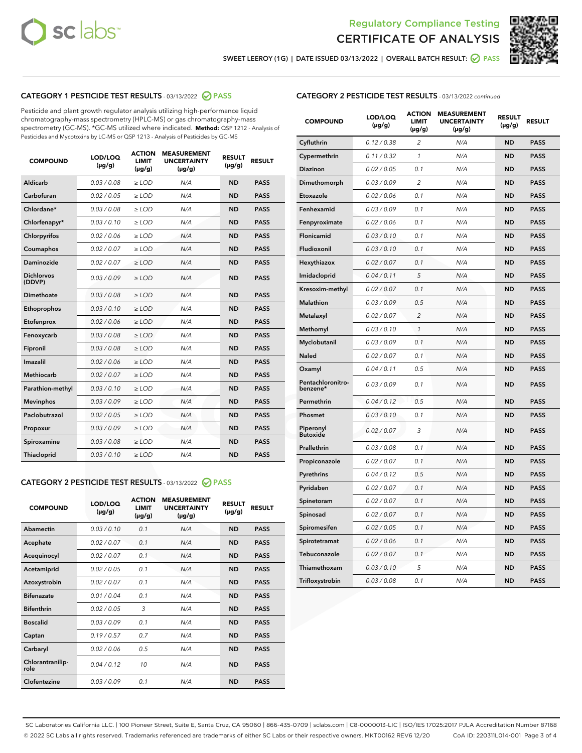## Regulatory Compliance Testing
# CERTIFICATE OF ANALYSIS

SWEET LEEROY (1G) | DATE ISSUED 03/13/2022 | OVERALL BATCH RESULT: PASS

## CATEGORY 1 PESTICIDE TEST RESULTS - 03/13/2022 PASS

Pesticide and plant growth regulator analysis utilizing high-performance liquid chromatography-mass spectrometry (HPLC-MS) or gas chromatography-mass spectrometry (GC-MS). *GC-MS utilized where indicated. **Method:** QSP 1212 - Analysis of Pesticides and Mycotoxins by LC-MS or QSP 1213 - Analysis of Pesticides by GC-MS

| COMPOUND | LOD/LOQ (µg/g) | ACTION LIMIT (µg/g) | MEASUREMENT UNCERTAINTY (µg/g) | RESULT (µg/g) | RESULT |
|---|---|---|---|---|---|
| Aldicarb | 0.03 / 0.08 | ≥ LOD | N/A | ND | PASS |
| Carbofuran | 0.02 / 0.05 | ≥ LOD | N/A | ND | PASS |
| Chlordane* | 0.03 / 0.08 | ≥ LOD | N/A | ND | PASS |
| Chlorfenapyr* | 0.03 / 0.10 | ≥ LOD | N/A | ND | PASS |
| Chlorpyrifos | 0.02 / 0.06 | ≥ LOD | N/A | ND | PASS |
| Coumaphos | 0.02 / 0.07 | ≥ LOD | N/A | ND | PASS |
| Daminozide | 0.02 / 0.07 | ≥ LOD | N/A | ND | PASS |
| Dichlorvos (DDVP) | 0.03 / 0.09 | ≥ LOD | N/A | ND | PASS |
| Dimethoate | 0.03 / 0.08 | ≥ LOD | N/A | ND | PASS |
| Ethoprophos | 0.03 / 0.10 | ≥ LOD | N/A | ND | PASS |
| Etofenprox | 0.02 / 0.06 | ≥ LOD | N/A | ND | PASS |
| Fenoxycarb | 0.03 / 0.08 | ≥ LOD | N/A | ND | PASS |
| Fipronil | 0.03 / 0.08 | ≥ LOD | N/A | ND | PASS |
| Imazalil | 0.02 / 0.06 | ≥ LOD | N/A | ND | PASS |
| Methiocarb | 0.02 / 0.07 | ≥ LOD | N/A | ND | PASS |
| Parathion-methyl | 0.03 / 0.10 | ≥ LOD | N/A | ND | PASS |
| Mevinphos | 0.03 / 0.09 | ≥ LOD | N/A | ND | PASS |
| Paclobutrazol | 0.02 / 0.05 | ≥ LOD | N/A | ND | PASS |
| Propoxur | 0.03 / 0.09 | ≥ LOD | N/A | ND | PASS |
| Spiroxamine | 0.03 / 0.08 | ≥ LOD | N/A | ND | PASS |
| Thiacloprid | 0.03 / 0.10 | ≥ LOD | N/A | ND | PASS |

## CATEGORY 2 PESTICIDE TEST RESULTS - 03/13/2022 PASS

| COMPOUND | LOD/LOQ (µg/g) | ACTION LIMIT (µg/g) | MEASUREMENT UNCERTAINTY (µg/g) | RESULT (µg/g) | RESULT |
|---|---|---|---|---|---|
| Abamectin | 0.03 / 0.10 | 0.1 | N/A | ND | PASS |
| Acephate | 0.02 / 0.07 | 0.1 | N/A | ND | PASS |
| Acequinocyl | 0.02 / 0.07 | 0.1 | N/A | ND | PASS |
| Acetamiprid | 0.02 / 0.05 | 0.1 | N/A | ND | PASS |
| Azoxystrobin | 0.02 / 0.07 | 0.1 | N/A | ND | PASS |
| Bifenazate | 0.01 / 0.04 | 0.1 | N/A | ND | PASS |
| Bifenthrin | 0.02 / 0.05 | 3 | N/A | ND | PASS |
| Boscalid | 0.03 / 0.09 | 0.1 | N/A | ND | PASS |
| Captan | 0.19 / 0.57 | 0.7 | N/A | ND | PASS |
| Carbaryl | 0.02 / 0.06 | 0.5 | N/A | ND | PASS |
| Chlorantraniliprole | 0.04 / 0.12 | 10 | N/A | ND | PASS |
| Clofentezine | 0.03 / 0.09 | 0.1 | N/A | ND | PASS |
| Cyfluthrin | 0.12 / 0.38 | 2 | N/A | ND | PASS |
| Cypermethrin | 0.11 / 0.32 | 1 | N/A | ND | PASS |
| Diazinon | 0.02 / 0.05 | 0.1 | N/A | ND | PASS |
| Dimethomorph | 0.03 / 0.09 | 2 | N/A | ND | PASS |
| Etoxazole | 0.02 / 0.06 | 0.1 | N/A | ND | PASS |
| Fenhexamid | 0.03 / 0.09 | 0.1 | N/A | ND | PASS |
| Fenpyroximate | 0.02 / 0.06 | 0.1 | N/A | ND | PASS |
| Flonicamid | 0.03 / 0.10 | 0.1 | N/A | ND | PASS |
| Fludioxonil | 0.03 / 0.10 | 0.1 | N/A | ND | PASS |
| Hexythiazox | 0.02 / 0.07 | 0.1 | N/A | ND | PASS |
| Imidacloprid | 0.04 / 0.11 | 5 | N/A | ND | PASS |
| Kresoxim-methyl | 0.02 / 0.07 | 0.1 | N/A | ND | PASS |
| Malathion | 0.03 / 0.09 | 0.5 | N/A | ND | PASS |
| Metalaxyl | 0.02 / 0.07 | 2 | N/A | ND | PASS |
| Methomyl | 0.03 / 0.10 | 1 | N/A | ND | PASS |
| Myclobutanil | 0.03 / 0.09 | 0.1 | N/A | ND | PASS |
| Naled | 0.02 / 0.07 | 0.1 | N/A | ND | PASS |
| Oxamyl | 0.04 / 0.11 | 0.5 | N/A | ND | PASS |
| Pentachloronitrobenzene* | 0.03 / 0.09 | 0.1 | N/A | ND | PASS |
| Permethrin | 0.04 / 0.12 | 0.5 | N/A | ND | PASS |
| Phosmet | 0.03 / 0.10 | 0.1 | N/A | ND | PASS |
| Piperonyl Butoxide | 0.02 / 0.07 | 3 | N/A | ND | PASS |
| Prallethrin | 0.03 / 0.08 | 0.1 | N/A | ND | PASS |
| Propiconazole | 0.02 / 0.07 | 0.1 | N/A | ND | PASS |
| Pyrethrins | 0.04 / 0.12 | 0.5 | N/A | ND | PASS |
| Pyridaben | 0.02 / 0.07 | 0.1 | N/A | ND | PASS |
| Spinetoram | 0.02 / 0.07 | 0.1 | N/A | ND | PASS |
| Spinosad | 0.02 / 0.07 | 0.1 | N/A | ND | PASS |
| Spiromesifen | 0.02 / 0.05 | 0.1 | N/A | ND | PASS |
| Spirotetramat | 0.02 / 0.06 | 0.1 | N/A | ND | PASS |
| Tebuconazole | 0.02 / 0.07 | 0.1 | N/A | ND | PASS |
| Thiamethoxam | 0.03 / 0.10 | 5 | N/A | ND | PASS |
| Trifloxystrobin | 0.03 / 0.08 | 0.1 | N/A | ND | PASS |

SC Laboratories California LLC. | 100 Pioneer Street, Suite E, Santa Cruz, CA 95060 | 866-435-0709 | sclabs.com | C8-0000013-LIC | ISO/IES 17025:2017 PJLA Accreditation Number 87168
© 2022 SC Labs all rights reserved. Trademarks referenced are trademarks of either SC Labs or their respective owners. MKT00162 REV6 12/20 CoA ID: 220311L014-001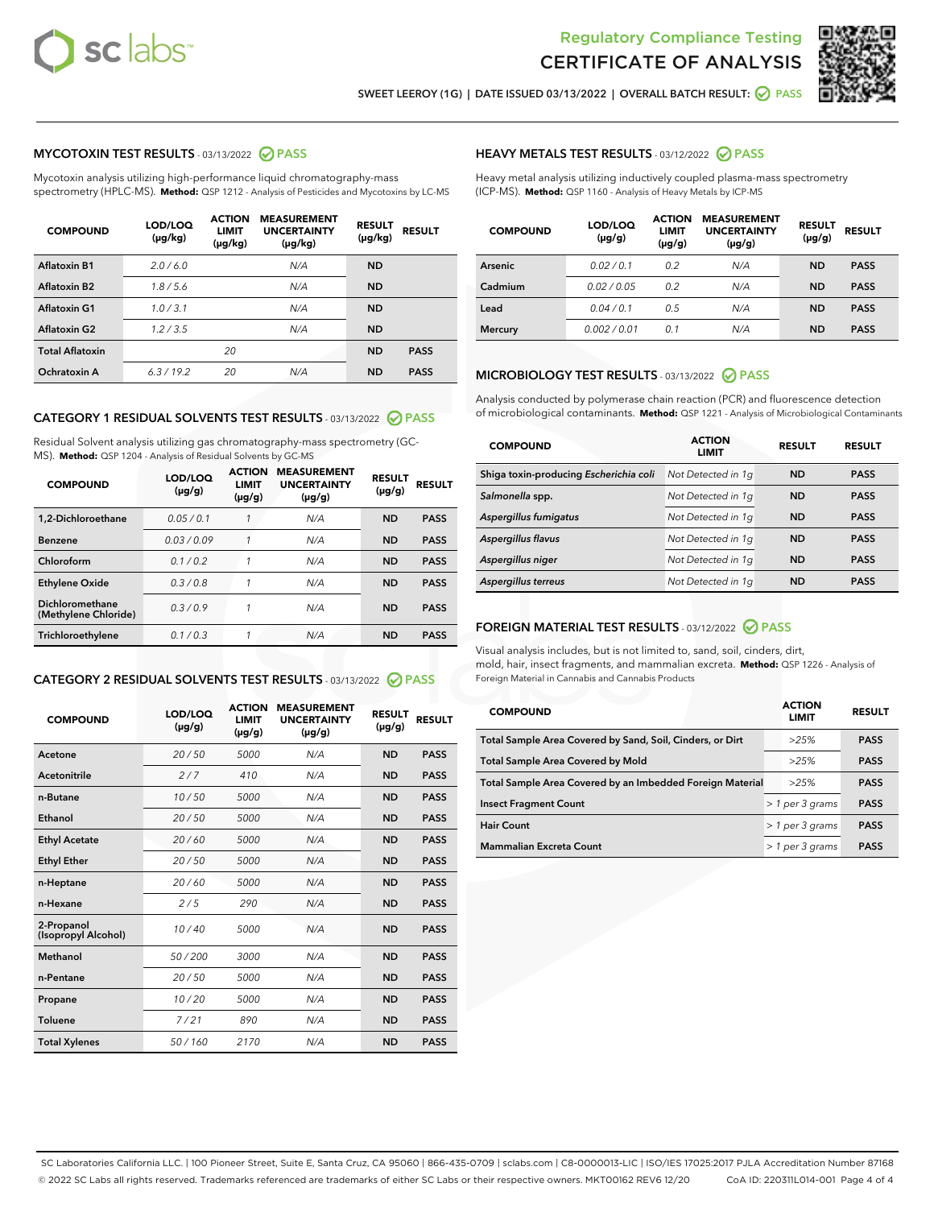Regulatory Compliance Testing

# CERTIFICATE OF ANALYSIS

SWEET LEEROY (1G) | DATE ISSUED 03/13/2022 | OVERALL BATCH RESULT: PASS

## MYCOTOXIN TEST RESULTS - 03/13/2022 PASS

Mycotoxin analysis utilizing high-performance liquid chromatography-mass spectrometry (HPLC-MS). **Method:** QSP 1212 - Analysis of Pesticides and Mycotoxins by LC-MS

| COMPOUND | LOD/LOQ (µg/kg) | ACTION LIMIT (µg/kg) | MEASUREMENT UNCERTAINTY (µg/kg) | RESULT (µg/kg) | RESULT |
|---|---|---|---|---|---|
| Aflatoxin B1 | 2.0 / 6.0 | | N/A | ND | |
| Aflatoxin B2 | 1.8 / 5.6 | | N/A | ND | |
| Aflatoxin G1 | 1.0 / 3.1 | | N/A | ND | |
| Aflatoxin G2 | 1.2 / 3.5 | | N/A | ND | |
| Total Aflatoxin | | 20 | | ND | PASS |
| Ochratoxin A | 6.3 / 19.2 | 20 | N/A | ND | PASS |

## CATEGORY 1 RESIDUAL SOLVENTS TEST RESULTS - 03/13/2022 PASS

Residual Solvent analysis utilizing gas chromatography-mass spectrometry (GC-MS). **Method:** QSP 1204 - Analysis of Residual Solvents by GC-MS

| COMPOUND | LOD/LOQ (µg/g) | ACTION LIMIT (µg/g) | MEASUREMENT UNCERTAINTY (µg/g) | RESULT (µg/g) | RESULT |
|---|---|---|---|---|---|
| 1,2-Dichloroethane | 0.05 / 0.1 | 1 | N/A | ND | PASS |
| Benzene | 0.03 / 0.09 | 1 | N/A | ND | PASS |
| Chloroform | 0.1 / 0.2 | 1 | N/A | ND | PASS |
| Ethylene Oxide | 0.3 / 0.8 | 1 | N/A | ND | PASS |
| Dichloromethane (Methylene Chloride) | 0.3 / 0.9 | 1 | N/A | ND | PASS |
| Trichloroethylene | 0.1 / 0.3 | 1 | N/A | ND | PASS |

## CATEGORY 2 RESIDUAL SOLVENTS TEST RESULTS - 03/13/2022 PASS

| COMPOUND | LOD/LOQ (µg/g) | ACTION LIMIT (µg/g) | MEASUREMENT UNCERTAINTY (µg/g) | RESULT (µg/g) | RESULT |
|---|---|---|---|---|---|
| Acetone | 20 / 50 | 5000 | N/A | ND | PASS |
| Acetonitrile | 2 / 7 | 410 | N/A | ND | PASS |
| n-Butane | 10 / 50 | 5000 | N/A | ND | PASS |
| Ethanol | 20 / 50 | 5000 | N/A | ND | PASS |
| Ethyl Acetate | 20 / 60 | 5000 | N/A | ND | PASS |
| Ethyl Ether | 20 / 50 | 5000 | N/A | ND | PASS |
| n-Heptane | 20 / 60 | 5000 | N/A | ND | PASS |
| n-Hexane | 2 / 5 | 290 | N/A | ND | PASS |
| 2-Propanol (Isopropyl Alcohol) | 10 / 40 | 5000 | N/A | ND | PASS |
| Methanol | 50 / 200 | 3000 | N/A | ND | PASS |
| n-Pentane | 20 / 50 | 5000 | N/A | ND | PASS |
| Propane | 10 / 20 | 5000 | N/A | ND | PASS |
| Toluene | 7 / 21 | 890 | N/A | ND | PASS |
| Total Xylenes | 50 / 160 | 2170 | N/A | ND | PASS |

## HEAVY METALS TEST RESULTS - 03/12/2022 PASS

Heavy metal analysis utilizing inductively coupled plasma-mass spectrometry (ICP-MS). **Method:** QSP 1160 - Analysis of Heavy Metals by ICP-MS

| COMPOUND | LOD/LOQ (µg/g) | ACTION LIMIT (µg/g) | MEASUREMENT UNCERTAINTY (µg/g) | RESULT (µg/g) | RESULT |
|---|---|---|---|---|---|
| Arsenic | 0.02 / 0.1 | 0.2 | N/A | ND | PASS |
| Cadmium | 0.02 / 0.05 | 0.2 | N/A | ND | PASS |
| Lead | 0.04 / 0.1 | 0.5 | N/A | ND | PASS |
| Mercury | 0.002 / 0.01 | 0.1 | N/A | ND | PASS |

## MICROBIOLOGY TEST RESULTS - 03/13/2022 PASS

Analysis conducted by polymerase chain reaction (PCR) and fluorescence detection of microbiological contaminants. **Method:** QSP 1221 - Analysis of Microbiological Contaminants

| COMPOUND | ACTION LIMIT | RESULT | RESULT |
|---|---|---|---|
| Shiga toxin-producing *Escherichia coli* | Not Detected in 1g | ND | PASS |
| *Salmonella* spp. | Not Detected in 1g | ND | PASS |
| *Aspergillus fumigatus* | Not Detected in 1g | ND | PASS |
| *Aspergillus flavus* | Not Detected in 1g | ND | PASS |
| *Aspergillus niger* | Not Detected in 1g | ND | PASS |
| *Aspergillus terreus* | Not Detected in 1g | ND | PASS |

## FOREIGN MATERIAL TEST RESULTS - 03/12/2022 PASS

Visual analysis includes, but is not limited to, sand, soil, cinders, dirt, mold, hair, insect fragments, and mammalian excreta. **Method:** QSP 1226 - Analysis of Foreign Material in Cannabis and Cannabis Products

| COMPOUND | ACTION LIMIT | RESULT |
|---|---|---|
| Total Sample Area Covered by Sand, Soil, Cinders, or Dirt | >25% | PASS |
| Total Sample Area Covered by Mold | >25% | PASS |
| Total Sample Area Covered by an Imbedded Foreign Material | >25% | PASS |
| Insect Fragment Count | > 1 per 3 grams | PASS |
| Hair Count | > 1 per 3 grams | PASS |
| Mammalian Excreta Count | > 1 per 3 grams | PASS |

SC Laboratories California LLC. | 100 Pioneer Street, Suite E, Santa Cruz, CA 95060 | 866-435-0709 | sclabs.com | C8-0000013-LIC | ISO/IES 17025:2017 PJLA Accreditation Number 87168
© 2022 SC Labs all rights reserved. Trademarks referenced are trademarks of either SC Labs or their respective owners. MKT00162 REV6 12/20 CoA ID: 220311L014-001